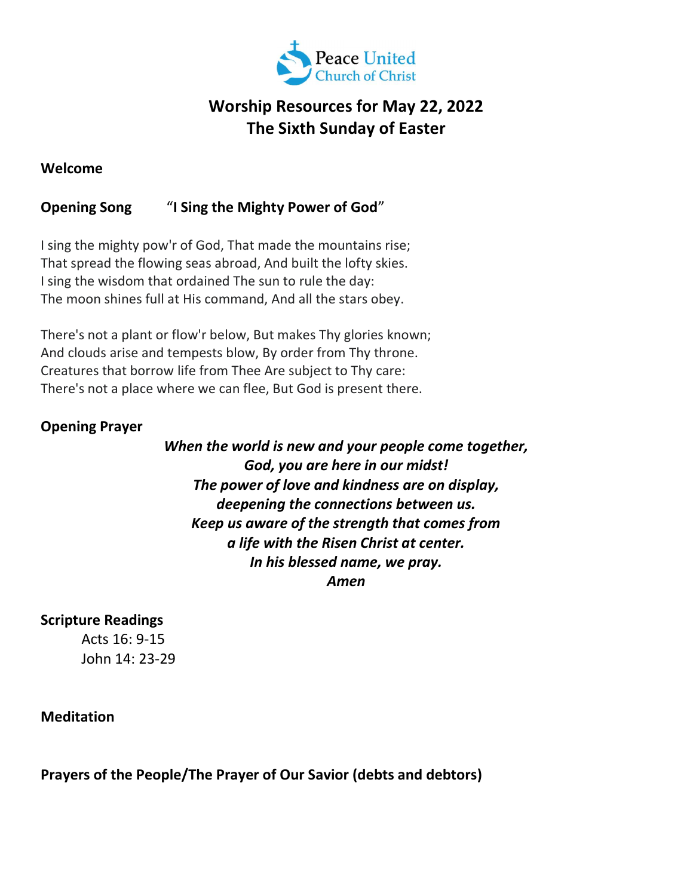Peace United Church of Christ

# Worship Resources for May 22, 2022
# The Sixth Sunday of Easter

**Welcome**

**Opening Song** "**I Sing the Mighty Power of God**"

I sing the mighty pow'r of God, That made the mountains rise;
That spread the flowing seas abroad, And built the lofty skies.
I sing the wisdom that ordained The sun to rule the day:
The moon shines full at His command, And all the stars obey.

There's not a plant or flow'r below, But makes Thy glories known;
And clouds arise and tempests blow, By order from Thy throne.
Creatures that borrow life from Thee Are subject to Thy care:
There's not a place where we can flee, But God is present there.

**Opening Prayer**

***When the world is new and your people come together,***
***God, you are here in our midst!***
***The power of love and kindness are on display,***
***deepening the connections between us.***
***Keep us aware of the strength that comes from***
***a life with the Risen Christ at center.***
***In his blessed name, we pray.***
***Amen***

**Scripture Readings**

Acts 16: 9-15
John 14: 23-29

**Meditation**

**Prayers of the People/The Prayer of Our Savior (debts and debtors)**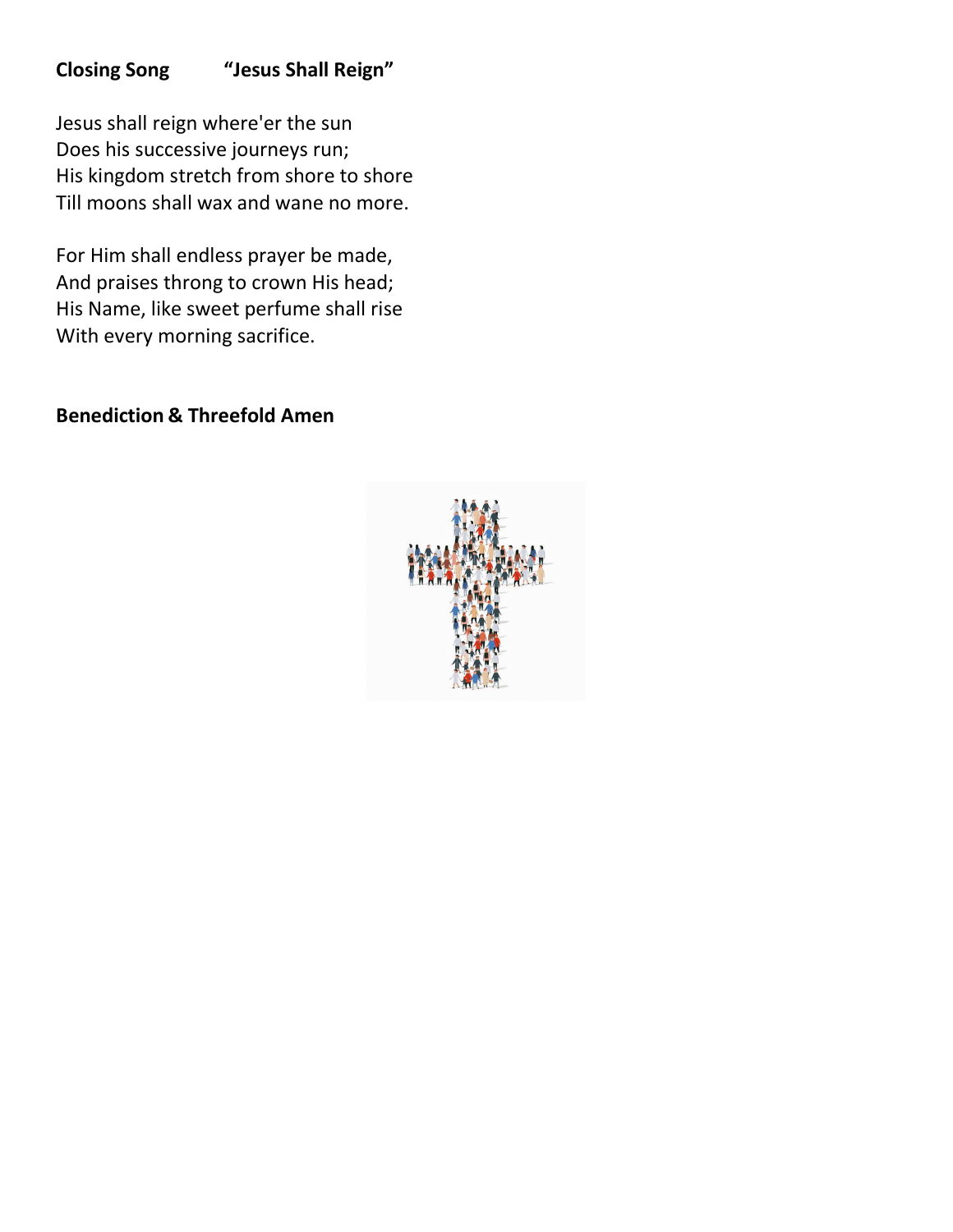**Closing Song "Jesus Shall Reign"**

Jesus shall reign where'er the sun
Does his successive journeys run;
His kingdom stretch from shore to shore
Till moons shall wax and wane no more.

For Him shall endless prayer be made,
And praises throng to crown His head;
His Name, like sweet perfume shall rise
With every morning sacrifice.

**Benediction & Threefold Amen**